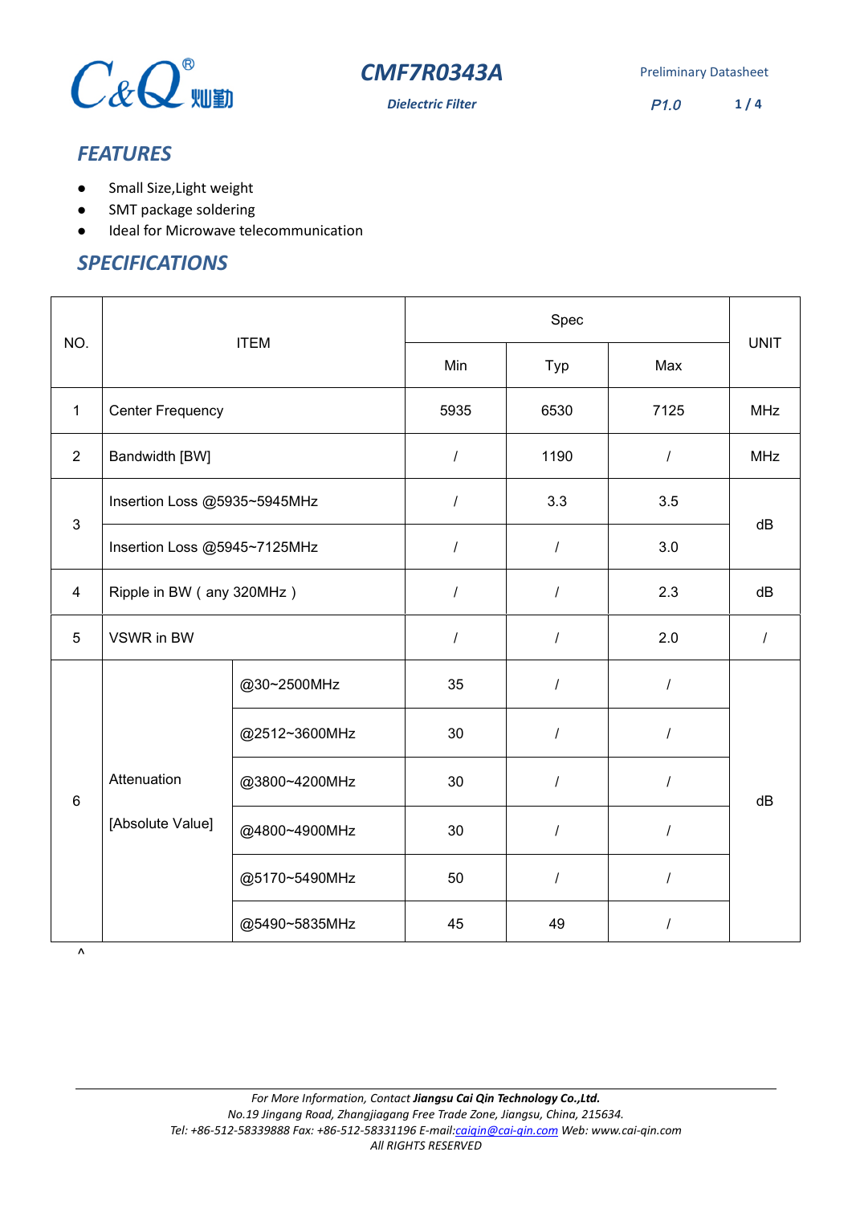C&Q® 灿勤

**CMF7R0343A**

*Dielectric Filter*

Preliminary Datasheet

*P1.0*

## FEATURES

- Small Size,Light weight
- SMT package soldering
- Ideal for Microwave telecommunication

## SPECIFICATIONS

| NO. | ITEM | | Spec | | | UNIT |
|---|---|---|---|---|---|---|
| | | | Min | Typ | Max | |
| 1 | Center Frequency | | 5935 | 6530 | 7125 | MHz |
| 2 | Bandwidth [BW] | | / | 1190 | / | MHz |
| 3 | Insertion Loss @5935~5945MHz | | / | 3.3 | 3.5 | dB |
| | Insertion Loss @5945~7125MHz | | / | / | 3.0 | |
| 4 | Ripple in BW ( any 320MHz ) | | / | / | 2.3 | dB |
| 5 | VSWR in BW | | / | / | 2.0 | / |
| 6 | Attenuation [Absolute Value] | @30~2500MHz | 35 | / | / | dB |
| | | @2512~3600MHz | 30 | / | / | |
| | | @3800~4200MHz | 30 | / | / | |
| | | @4800~4900MHz | 30 | / | / | |
| | | @5170~5490MHz | 50 | / | / | |
| | | @5490~5835MHz | 45 | 49 | / | |

^

*For More Information, Contact **Jiangsu Cai Qin Technology Co.,Ltd.***
*No.19 Jingang Road, Zhangjiagang Free Trade Zone, Jiangsu, China, 215634.*
*Tel: +86-512-58339888 Fax: +86-512-58331196 E-mail:caiqin@cai-qin.com Web: www.cai-qin.com*
*All RIGHTS RESERVED*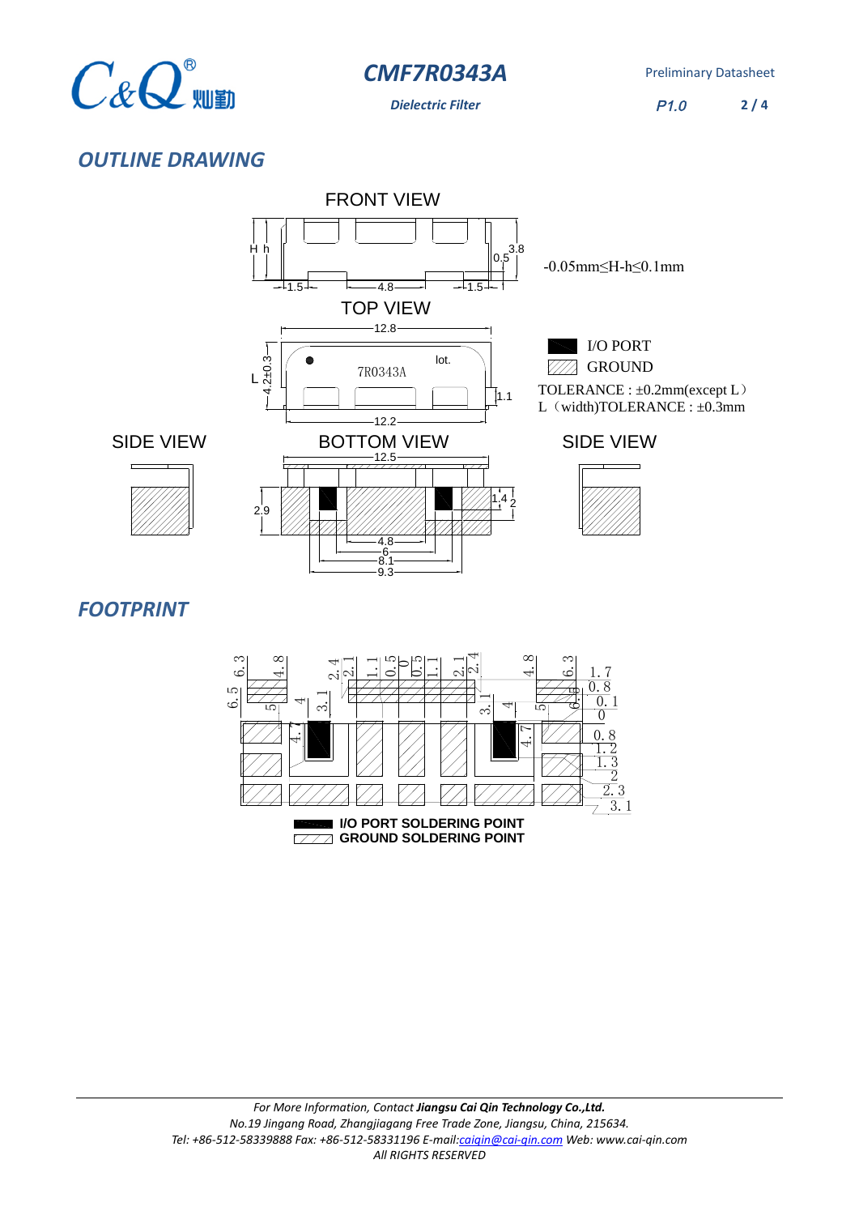## OUTLINE DRAWING

FRONT VIEW

H h

0.5

3.8

1.5

4.8

1.5

-0.05mm≤H-h≤0.1mm

TOP VIEW

12.8

L

4.2±0.3

7R0343A

lot.

1.1

12.2

I/O PORT

GROUND

TOLERANCE : ±0.2mm(except L)

L（width)TOLERANCE : ±0.3mm

SIDE VIEW

BOTTOM VIEW

12.5

2.9

1.4

2

4.8

6

8.1

9.3

SIDE VIEW

## FOOTPRINT

6.3 4.8 2.4 2.1 1.1 0.5 0 0.5 1.1 2.1 2.4 4.8 6.3

6.5 5 4 3.1 4.7 3.1 4 5 6.5 4.7

1.7

0.8

0.1

0

0.8

1.2

1.3

2

2.3

3.1

I/O PORT SOLDERING POINT

GROUND SOLDERING POINT

*For More Information, Contact **Jiangsu Cai Qin Technology Co.,Ltd.***

*No.19 Jingang Road, Zhangjiagang Free Trade Zone, Jiangsu, China, 215634.*

*Tel: +86-512-58339888 Fax: +86-512-58331196 E-mail:caiqin@cai-qin.com Web: www.cai-qin.com*

*All RIGHTS RESERVED*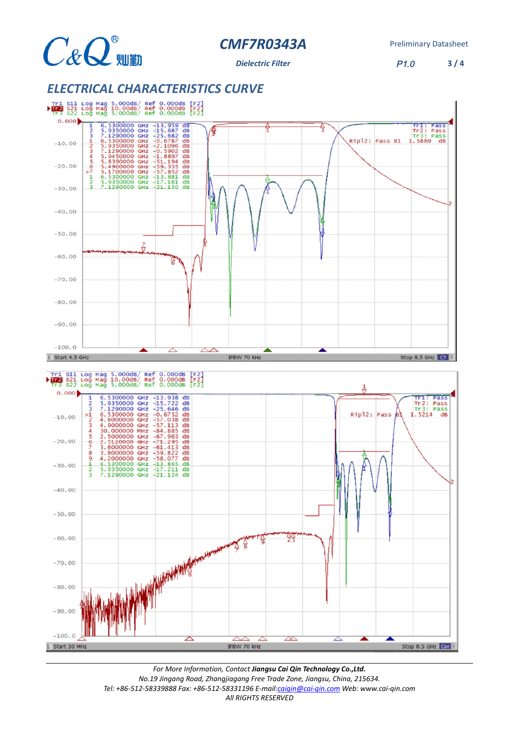## ELECTRICAL CHARACTERISTICS CURVE

Tr1 S11 Log Mag 5.000dB/ Ref 0.000dB [F2]
Tr2 S21 Log Mag 10.00dB/ Ref 0.000dB [F2]
Tr3 S22 Log Mag 5.000dB/ Ref 0.000dB [F2]

1 6.5300000 GHz -13.959 dB
2 5.9350000 GHz -15.687 dB
3 7.1290000 GHz -25.682 dB
1 6.5300000 GHz -0.6787 dB
2 5.9350000 GHz -2.1096 dB
3 7.1290000 GHz -0.5902 dB
4 5.9450000 GHz -1.8897 dB
5 5.8390000 GHz -51.194 dB
6 5.4900000 GHz -59.335 dB
>7 5.1700000 GHz -57.852 dB
1 6.5300000 GHz -13.881 dB
2 5.9350000 GHz -17.161 dB
3 7.1290000 GHz -21.150 dB

Tr1: Pass
Tr2: Pass
Tr3: Pass
Ripl2: Pass B1 1.5880 dB

0.000, -10.00, -20.00, -30.00, -40.00, -50.00, -60.00, -70.00, -80.00, -90.00, -100.0

1 Start 4.5 GHz IFBW 70 kHz Stop 8.5 GHz

Tr1 S11 Log Mag 5.000dB/ Ref 0.000dB [F2]
Tr2 S21 Log Mag 10.00dB/ Ref 0.000dB [F2]
Tr3 S22 Log Mag 5.000dB/ Ref 0.000dB [F2]

1 6.5300000 GHz -13.938 dB
2 5.9350000 GHz -15.722 dB
3 7.1290000 GHz -25.646 dB
>1 6.5300000 GHz -0.6752 dB
2 4.8000000 GHz -57.038 dB
3 4.9000000 GHz -57.113 dB
4 30.000000 MHz -84.885 dB
5 2.5000000 GHz -67.963 dB
6 2.5120000 GHz -71.295 dB
7 3.6000000 GHz -61.413 dB
8 3.8000000 GHz -59.822 dB
9 4.2000000 GHz -58.077 dB
1 6.5300000 GHz -13.865 dB
2 5.9350000 GHz -17.211 dB
3 7.1290000 GHz -21.124 dB

Tr1: Pass
Tr2: Pass
Tr3: Pass
Ripl2: Pass B1 1.5214 dB

0.000, -10.00, -20.00, -30.00, -40.00, -50.00, -60.00, -70.00, -80.00, -90.00, -100.0

1 Start 30 MHz IFBW 70 kHz Stop 8.5 GHz

For More Information, Contact **Jiangsu Cai Qin Technology Co.,Ltd.**
No.19 Jingang Road, Zhangjiagang Free Trade Zone, Jiangsu, China, 215634.
Tel: +86-512-58339888 Fax: +86-512-58331196 E-mail:caiqin@cai-qin.com Web: www.cai-qin.com
All RIGHTS RESERVED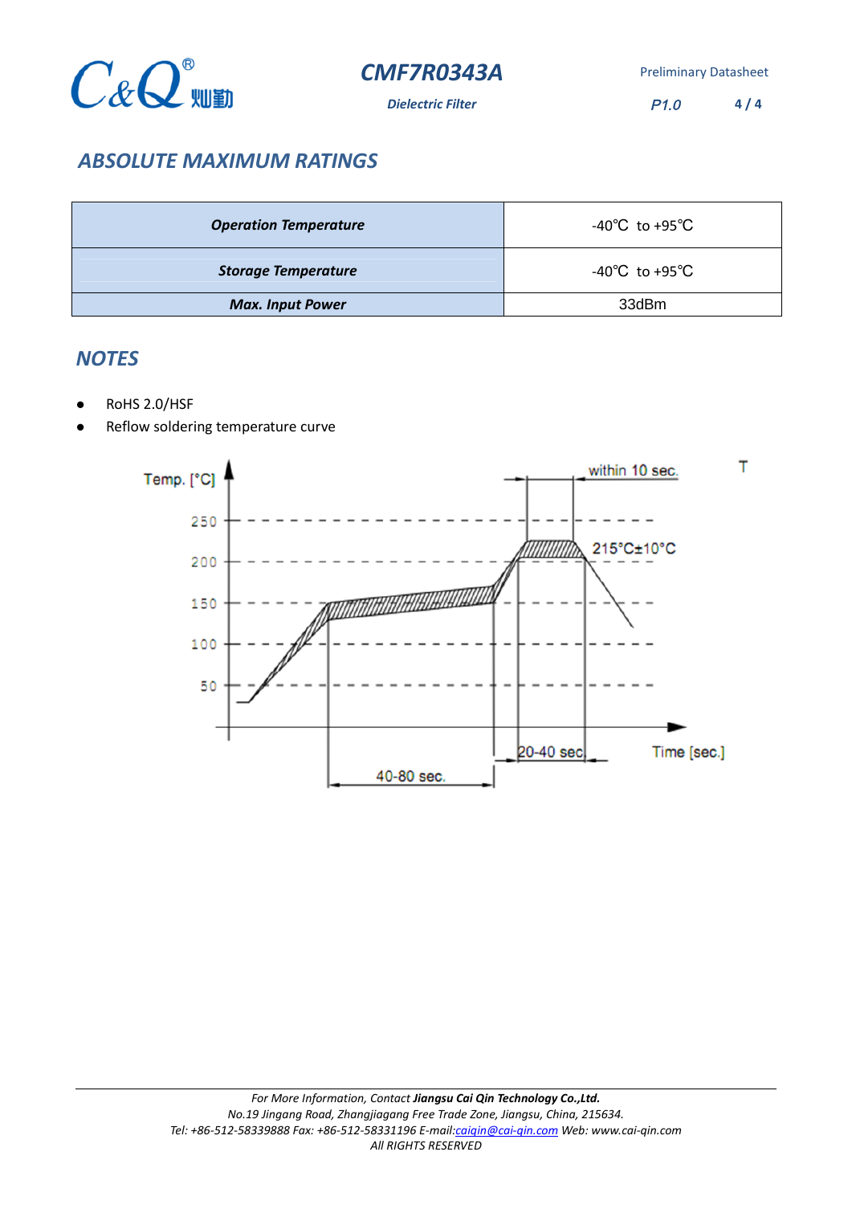## ABSOLUTE MAXIMUM RATINGS

| | |
|---|---|
| **Operation Temperature** | -40℃ to +95℃ |
| **Storage Temperature** | -40℃ to +95℃ |
| **Max. Input Power** | 33dBm |

## NOTES

- RoHS 2.0/HSF
- Reflow soldering temperature curve

Temp. [°C]
250
200
150
100
50
within 10 sec.
T
215°C±10°C
20-40 sec
40-80 sec.
Time [sec.]

*For More Information, Contact **Jiangsu Cai Qin Technology Co.,Ltd.***
*No.19 Jingang Road, Zhangjiagang Free Trade Zone, Jiangsu, China, 215634.*
*Tel: +86-512-58339888 Fax: +86-512-58331196 E-mail:caiqin@cai-qin.com Web: www.cai-qin.com*
*All RIGHTS RESERVED*